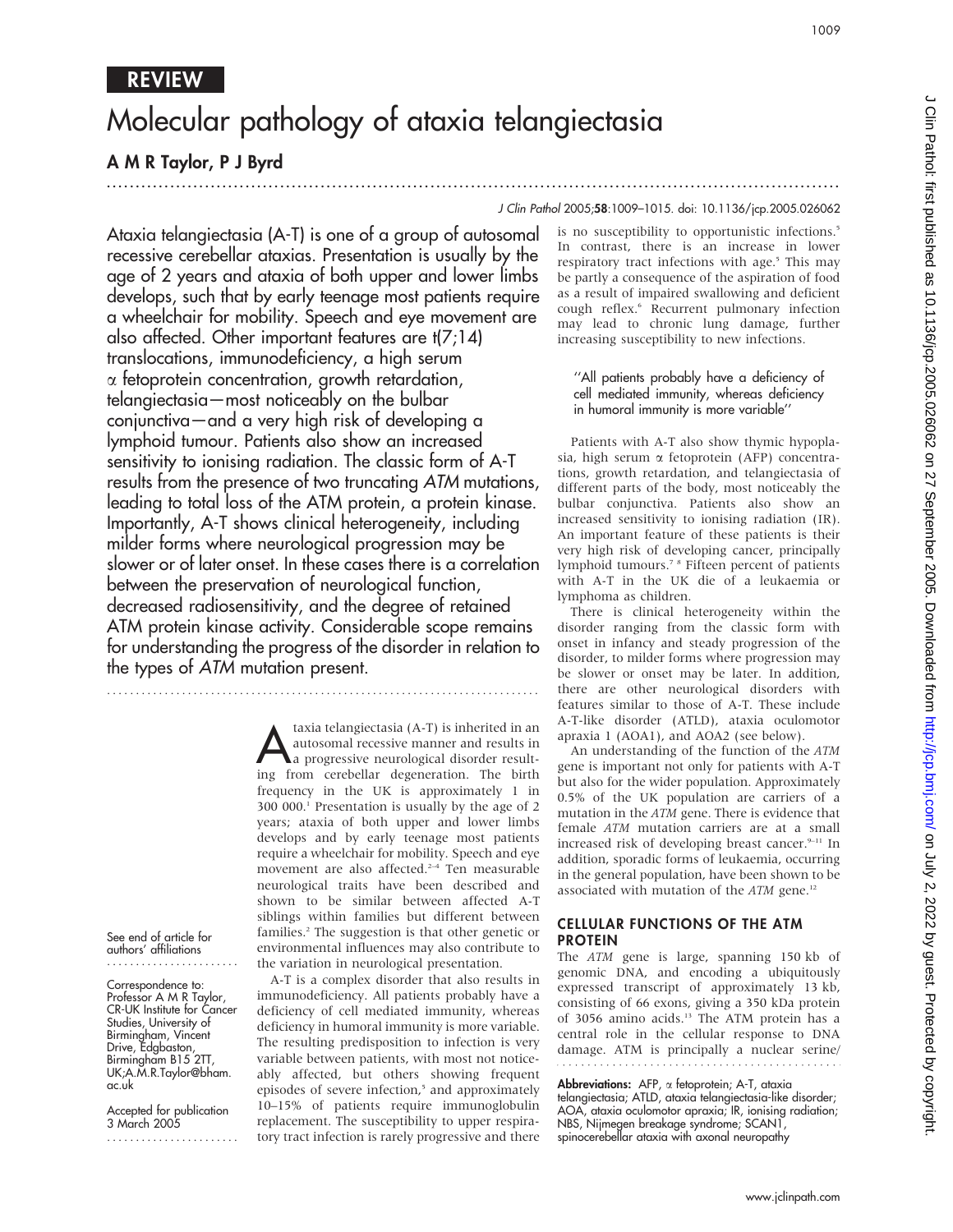**REVIEW**

# Molecular pathology of ataxia telangiectasia

**A M R Taylor, P J Byrd**

Ataxia telangiectasia (A-T) is one of a group of autosomal recessive cerebellar ataxias. Presentation is usually by the age of 2 years and ataxia of both upper and lower limbs develops, such that by early teenage most patients require a wheelchair for mobility. Speech and eye movement are also affected. Other important features are t(7;14) translocations, immunodeficiency, a high serum α fetoprotein concentration, growth retardation, telangiectasia—most noticeably on the bulbar conjunctiva—and a very high risk of developing a lymphoid tumour. Patients also show an increased sensitivity to ionising radiation. The classic form of A-T results from the presence of two truncating *ATM* mutations, leading to total loss of the ATM protein, a protein kinase. Importantly, A-T shows clinical heterogeneity, including milder forms where neurological progression may be slower or of later onset. In these cases there is a correlation between the preservation of neurological function, decreased radiosensitivity, and the degree of retained ATM protein kinase activity. Considerable scope remains for understanding the progress of the disorder in relation to the types of *ATM* mutation present.

See end of article for authors' affiliations

Correspondence to: Professor A M R Taylor, CR-UK Institute for Cancer Studies, University of Birmingham, Vincent Drive, Edgbaston, Birmingham B15 2TT, UK; A.M.R.Taylor@bham.ac.uk

Accepted for publication 3 March 2005

Ataxia telangiectasia (A-T) is inherited in an autosomal recessive manner and results in a progressive neurological disorder resulting from cerebellar degeneration. The birth frequency in the UK is approximately 1 in 300 000.[1] Presentation is usually by the age of 2 years; ataxia of both upper and lower limbs develops and by early teenage most patients require a wheelchair for mobility. Speech and eye movement are also affected.[2–4] Ten measurable neurological traits have been described and shown to be similar between affected A-T siblings within families but different between families.[2] The suggestion is that other genetic or environmental influences may also contribute to the variation in neurological presentation.

A-T is a complex disorder that also results in immunodeficiency. All patients probably have a deficiency of cell mediated immunity, whereas deficiency in humoral immunity is more variable. The resulting predisposition to infection is very variable between patients, with most not noticeably affected, but others showing frequent episodes of severe infection,[5] and approximately 10–15% of patients require immunoglobulin replacement. The susceptibility to upper respiratory tract infection is rarely progressive and there is no susceptibility to opportunistic infections.[5] In contrast, there is an increase in lower respiratory tract infections with age.[5] This may be partly a consequence of the aspiration of food as a result of impaired swallowing and deficient cough reflex.[6] Recurrent pulmonary infection may lead to chronic lung damage, further increasing susceptibility to new infections.

> "All patients probably have a deficiency of cell mediated immunity, whereas deficiency in humoral immunity is more variable"

Patients with A-T also show thymic hypoplasia, high serum α fetoprotein (AFP) concentrations, growth retardation, and telangiectasia of different parts of the body, most noticeably the bulbar conjunctiva. Patients also show an increased sensitivity to ionising radiation (IR). An important feature of these patients is their very high risk of developing cancer, principally lymphoid tumours.[7,8] Fifteen percent of patients with A-T in the UK die of a leukaemia or lymphoma as children.

There is clinical heterogeneity within the disorder ranging from the classic form with onset in infancy and steady progression of the disorder, to milder forms where progression may be slower or onset may be later. In addition, there are other neurological disorders with features similar to those of A-T. These include A-T-like disorder (ATLD), ataxia oculomotor apraxia 1 (AOA1), and AOA2 (see below).

An understanding of the function of the *ATM* gene is important not only for patients with A-T but also for the wider population. Approximately 0.5% of the UK population are carriers of a mutation in the *ATM* gene. There is evidence that female *ATM* mutation carriers are at a small increased risk of developing breast cancer.[9–11] In addition, sporadic forms of leukaemia, occurring in the general population, have been shown to be associated with mutation of the *ATM* gene.[12]

## CELLULAR FUNCTIONS OF THE ATM PROTEIN

The *ATM* gene is large, spanning 150 kb of genomic DNA, and encoding a ubiquitously expressed transcript of approximately 13 kb, consisting of 66 exons, giving a 350 kDa protein of 3056 amino acids.[13] The ATM protein has a central role in the cellular response to DNA damage. ATM is principally a nuclear serine/

**Abbreviations:** AFP, α fetoprotein; A-T, ataxia telangiectasia; ATLD, ataxia telangiectasia-like disorder; AOA, ataxia oculomotor apraxia; IR, ionising radiation; NBS, Nijmegen breakage syndrome; SCAN1, spinocerebellar ataxia with axonal neuropathy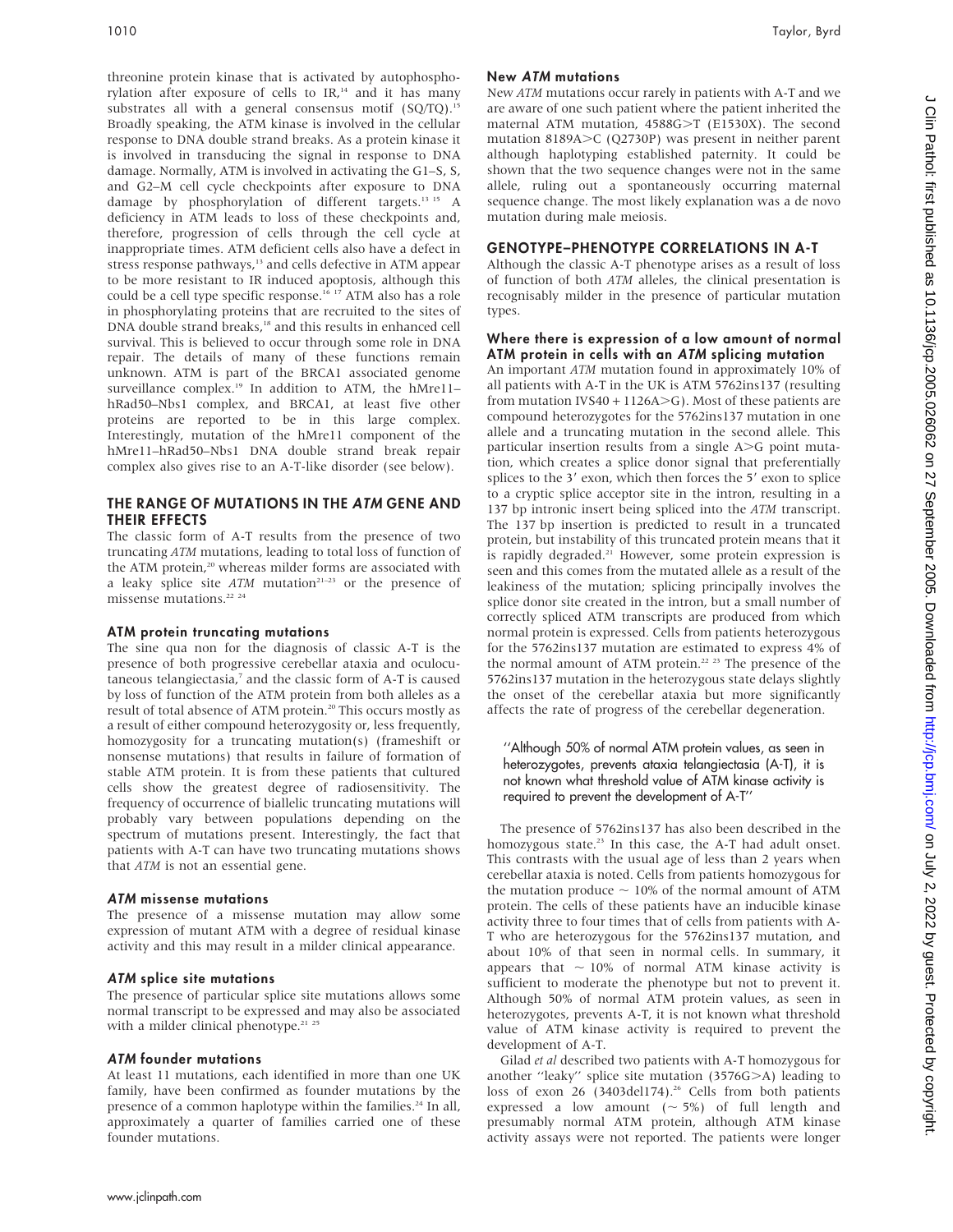threonine protein kinase that is activated by autophosphorylation after exposure of cells to IR,[14] and it has many substrates all with a general consensus motif (SQ/TQ).[15] Broadly speaking, the ATM kinase is involved in the cellular response to DNA double strand breaks. As a protein kinase it is involved in transducing the signal in response to DNA damage. Normally, ATM is involved in activating the G1–S, S, and G2–M cell cycle checkpoints after exposure to DNA damage by phosphorylation of different targets.[13 15] A deficiency in ATM leads to loss of these checkpoints and, therefore, progression of cells through the cell cycle at inappropriate times. ATM deficient cells also have a defect in stress response pathways,[13] and cells defective in ATM appear to be more resistant to IR induced apoptosis, although this could be a cell type specific response.[16 17] ATM also has a role in phosphorylating proteins that are recruited to the sites of DNA double strand breaks,[18] and this results in enhanced cell survival. This is believed to occur through some role in DNA repair. The details of many of these functions remain unknown. ATM is part of the BRCA1 associated genome surveillance complex.[19] In addition to ATM, the hMre11–hRad50–Nbs1 complex, and BRCA1, at least five other proteins are reported to be in this large complex. Interestingly, mutation of the hMre11 component of the hMre11–hRad50–Nbs1 DNA double strand break repair complex also gives rise to an A-T-like disorder (see below).

## THE RANGE OF MUTATIONS IN THE *ATM* GENE AND THEIR EFFECTS

The classic form of A-T results from the presence of two truncating *ATM* mutations, leading to total loss of function of the ATM protein,[20] whereas milder forms are associated with a leaky splice site *ATM* mutation[21–23] or the presence of missense mutations.[22 24]

### ATM protein truncating mutations

The sine qua non for the diagnosis of classic A-T is the presence of both progressive cerebellar ataxia and oculocutaneous telangiectasia,[7] and the classic form of A-T is caused by loss of function of the ATM protein from both alleles as a result of total absence of ATM protein.[20] This occurs mostly as a result of either compound heterozygosity or, less frequently, homozygosity for a truncating mutation(s) (frameshift or nonsense mutations) that results in failure of formation of stable ATM protein. It is from these patients that cultured cells show the greatest degree of radiosensitivity. The frequency of occurrence of biallelic truncating mutations will probably vary between populations depending on the spectrum of mutations present. Interestingly, the fact that patients with A-T can have two truncating mutations shows that *ATM* is not an essential gene.

### *ATM* missense mutations

The presence of a missense mutation may allow some expression of mutant ATM with a degree of residual kinase activity and this may result in a milder clinical appearance.

### *ATM* splice site mutations

The presence of particular splice site mutations allows some normal transcript to be expressed and may also be associated with a milder clinical phenotype.[21 25]

### *ATM* founder mutations

At least 11 mutations, each identified in more than one UK family, have been confirmed as founder mutations by the presence of a common haplotype within the families.[24] In all, approximately a quarter of families carried one of these founder mutations.

### New *ATM* mutations

New *ATM* mutations occur rarely in patients with A-T and we are aware of one such patient where the patient inherited the maternal ATM mutation, 4588G>T (E1530X). The second mutation 8189A>C (Q2730P) was present in neither parent although haplotyping established paternity. It could be shown that the two sequence changes were not in the same allele, ruling out a spontaneously occurring maternal sequence change. The most likely explanation was a de novo mutation during male meiosis.

## GENOTYPE–PHENOTYPE CORRELATIONS IN A-T

Although the classic A-T phenotype arises as a result of loss of function of both *ATM* alleles, the clinical presentation is recognisably milder in the presence of particular mutation types.

### Where there is expression of a low amount of normal ATM protein in cells with an *ATM* splicing mutation

An important *ATM* mutation found in approximately 10% of all patients with A-T in the UK is ATM 5762ins137 (resulting from mutation IVS40 + 1126A>G). Most of these patients are compound heterozygotes for the 5762ins137 mutation in one allele and a truncating mutation in the second allele. This particular insertion results from a single A>G point mutation, which creates a splice donor signal that preferentially splices to the 3′ exon, which then forces the 5′ exon to splice to a cryptic splice acceptor site in the intron, resulting in a 137 bp intronic insert being spliced into the *ATM* transcript. The 137 bp insertion is predicted to result in a truncated protein, but instability of this truncated protein means that it is rapidly degraded.[21] However, some protein expression is seen and this comes from the mutated allele as a result of the leakiness of the mutation; splicing principally involves the splice donor site created in the intron, but a small number of correctly spliced ATM transcripts are produced from which normal protein is expressed. Cells from patients heterozygous for the 5762ins137 mutation are estimated to express 4% of the normal amount of ATM protein.[22 23] The presence of the 5762ins137 mutation in the heterozygous state delays slightly the onset of the cerebellar ataxia but more significantly affects the rate of progress of the cerebellar degeneration.

> "Although 50% of normal ATM protein values, as seen in heterozygotes, prevents ataxia telangiectasia (A-T), it is not known what threshold value of ATM kinase activity is required to prevent the development of A-T"

The presence of 5762ins137 has also been described in the homozygous state.[23] In this case, the A-T had adult onset. This contrasts with the usual age of less than 2 years when cerebellar ataxia is noted. Cells from patients homozygous for the mutation produce ~ 10% of the normal amount of ATM protein. The cells of these patients have an inducible kinase activity three to four times that of cells from patients with A-T who are heterozygous for the 5762ins137 mutation, and about 10% of that seen in normal cells. In summary, it appears that ~ 10% of normal ATM kinase activity is sufficient to moderate the phenotype but not to prevent it. Although 50% of normal ATM protein values, as seen in heterozygotes, prevents A-T, it is not known what threshold value of ATM kinase activity is required to prevent the development of A-T.

Gilad *et al* described two patients with A-T homozygous for another "leaky" splice site mutation (3576G>A) leading to loss of exon 26 (3403del174).[26] Cells from both patients expressed a low amount (~ 5%) of full length and presumably normal ATM protein, although ATM kinase activity assays were not reported. The patients were longer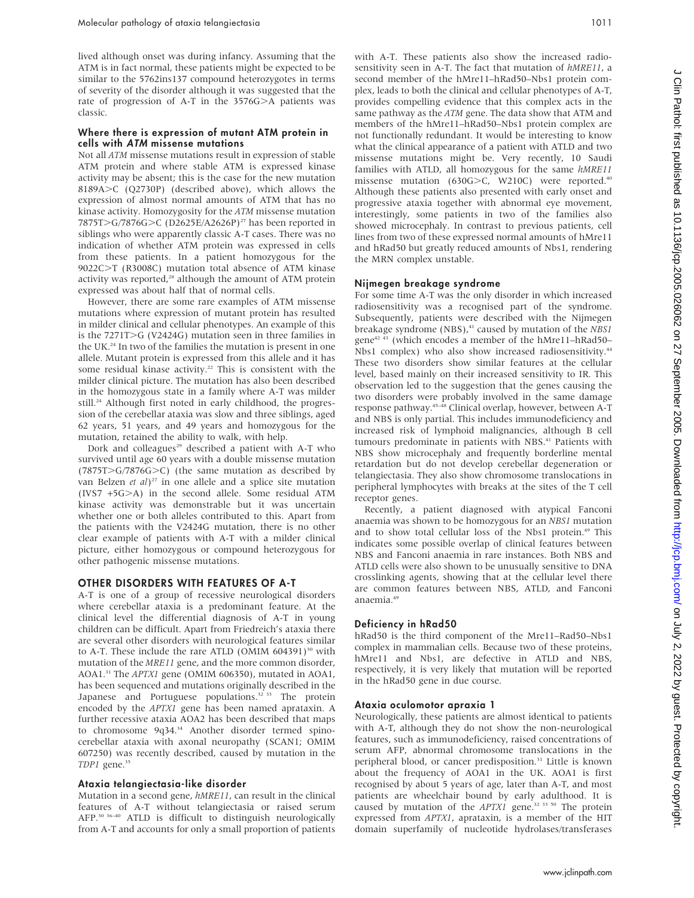lived although onset was during infancy. Assuming that the ATM is in fact normal, these patients might be expected to be similar to the 5762ins137 compound heterozygotes in terms of severity of the disorder although it was suggested that the rate of progression of A-T in the 3576G>A patients was classic.

### Where there is expression of mutant ATM protein in cells with *ATM* missense mutations

Not all *ATM* missense mutations result in expression of stable ATM protein and where stable ATM is expressed kinase activity may be absent; this is the case for the new mutation 8189A>C (Q2730P) (described above), which allows the expression of almost normal amounts of ATM that has no kinase activity. Homozygosity for the *ATM* missense mutation 7875T>G/7876G>C (D2625E/A2626P)[27] has been reported in siblings who were apparently classic A-T cases. There was no indication of whether ATM protein was expressed in cells from these patients. In a patient homozygous for the 9022C>T (R3008C) mutation total absence of ATM kinase activity was reported,[28] although the amount of ATM protein expressed was about half that of normal cells.

However, there are some rare examples of ATM missense mutations where expression of mutant protein has resulted in milder clinical and cellular phenotypes. An example of this is the 7271T>G (V2424G) mutation seen in three families in the UK.[24] In two of the families the mutation is present in one allele. Mutant protein is expressed from this allele and it has some residual kinase activity.[22] This is consistent with the milder clinical picture. The mutation has also been described in the homozygous state in a family where A-T was milder still.[24] Although first noted in early childhood, the progression of the cerebellar ataxia was slow and three siblings, aged 62 years, 51 years, and 49 years and homozygous for the mutation, retained the ability to walk, with help.

Dork and colleagues[29] described a patient with A-T who survived until age 60 years with a double missense mutation (7875T>G/7876G>C) (the same mutation as described by van Belzen *et al*)[27] in one allele and a splice site mutation (IVS7 +5G>A) in the second allele. Some residual ATM kinase activity was demonstrable but it was uncertain whether one or both alleles contributed to this. Apart from the patients with the V2424G mutation, there is no other clear example of patients with A-T with a milder clinical picture, either homozygous or compound heterozygous for other pathogenic missense mutations.

## OTHER DISORDERS WITH FEATURES OF A-T

A-T is one of a group of recessive neurological disorders where cerebellar ataxia is a predominant feature. At the clinical level the differential diagnosis of A-T in young children can be difficult. Apart from Friedreich's ataxia there are several other disorders with neurological features similar to A-T. These include the rare ATLD (OMIM 604391)[30] with mutation of the *MRE11* gene, and the more common disorder, AOA1.[31] The *APTX1* gene (OMIM 606350), mutated in AOA1, has been sequenced and mutations originally described in the Japanese and Portuguese populations.[32 33] The protein encoded by the *APTX1* gene has been named aprataxin. A further recessive ataxia AOA2 has been described that maps to chromosome 9q34.[34] Another disorder termed spinocerebellar ataxia with axonal neuropathy (SCAN1; OMIM 607250) was recently described, caused by mutation in the *TDP1* gene.[35]

### Ataxia telangiectasia-like disorder

Mutation in a second gene, *hMRE11*, can result in the clinical features of A-T without telangiectasia or raised serum AFP.[30 36–40] ATLD is difficult to distinguish neurologically from A-T and accounts for only a small proportion of patients with A-T. These patients also show the increased radiosensitivity seen in A-T. The fact that mutation of *hMRE11*, a second member of the hMre11–hRad50–Nbs1 protein complex, leads to both the clinical and cellular phenotypes of A-T, provides compelling evidence that this complex acts in the same pathway as the *ATM* gene. The data show that ATM and members of the hMre11–hRad50–Nbs1 protein complex are not functionally redundant. It would be interesting to know what the clinical appearance of a patient with ATLD and two missense mutations might be. Very recently, 10 Saudi families with ATLD, all homozygous for the same *hMRE11* missense mutation (630G>C, W210C) were reported.[40] Although these patients also presented with early onset and progressive ataxia together with abnormal eye movement, interestingly, some patients in two of the families also showed microcephaly. In contrast to previous patients, cell lines from two of these expressed normal amounts of hMre11 and hRad50 but greatly reduced amounts of Nbs1, rendering the MRN complex unstable.

### Nijmegen breakage syndrome

For some time A-T was the only disorder in which increased radiosensitivity was a recognised part of the syndrome. Subsequently, patients were described with the Nijmegen breakage syndrome (NBS),[41] caused by mutation of the *NBS1* gene[42 43] (which encodes a member of the hMre11–hRad50–Nbs1 complex) who also show increased radiosensitivity.[44] These two disorders show similar features at the cellular level, based mainly on their increased sensitivity to IR. This observation led to the suggestion that the genes causing the two disorders were probably involved in the same damage response pathway.[45–48] Clinical overlap, however, between A-T and NBS is only partial. This includes immunodeficiency and increased risk of lymphoid malignancies, although B cell tumours predominate in patients with NBS.[41] Patients with NBS show microcephaly and frequently borderline mental retardation but do not develop cerebellar degeneration or telangiectasia. They also show chromosome translocations in peripheral lymphocytes with breaks at the sites of the T cell receptor genes.

Recently, a patient diagnosed with atypical Fanconi anaemia was shown to be homozygous for an *NBS1* mutation and to show total cellular loss of the Nbs1 protein.[49] This indicates some possible overlap of clinical features between NBS and Fanconi anaemia in rare instances. Both NBS and ATLD cells were also shown to be unusually sensitive to DNA crosslinking agents, showing that at the cellular level there are common features between NBS, ATLD, and Fanconi anaemia.[49]

### Deficiency in hRad50

hRad50 is the third component of the Mre11–Rad50–Nbs1 complex in mammalian cells. Because two of these proteins, hMre11 and Nbs1, are defective in ATLD and NBS, respectively, it is very likely that mutation will be reported in the hRad50 gene in due course.

### Ataxia oculomotor apraxia 1

Neurologically, these patients are almost identical to patients with A-T, although they do not show the non-neurological features, such as immunodeficiency, raised concentrations of serum AFP, abnormal chromosome translocations in the peripheral blood, or cancer predisposition.[31] Little is known about the frequency of AOA1 in the UK. AOA1 is first recognised by about 5 years of age, later than A-T, and most patients are wheelchair bound by early adulthood. It is caused by mutation of the *APTX1* gene.[32 33 50] The protein expressed from *APTX1*, aprataxin, is a member of the HIT domain superfamily of nucleotide hydrolases/transferases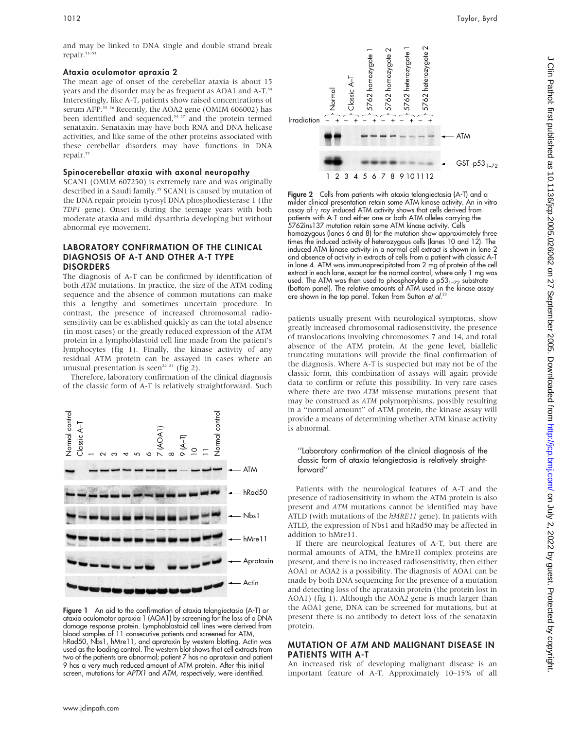and may be linked to DNA single and double strand break repair.[51–53]

### Ataxia oculomotor apraxia 2

The mean age of onset of the cerebellar ataxia is about 15 years and the disorder may be as frequent as AOA1 and A-T.[54] Interestingly, like A-T, patients show raised concentrations of serum AFP.[55 56] Recently, the AOA2 gene (OMIM 606002) has been identified and sequenced,[54 57] and the protein termed senataxin. Senataxin may have both RNA and DNA helicase activities, and like some of the other proteins associated with these cerebellar disorders may have functions in DNA repair.[57]

### Spinocerebellar ataxia with axonal neuropathy

SCAN1 (OMIM 607250) is extremely rare and was originally described in a Saudi family.[35] SCAN1 is caused by mutation of the DNA repair protein tyrosyl DNA phosphodiesterase 1 (the *TDP1* gene). Onset is during the teenage years with both moderate ataxia and mild dysarthria developing but without abnormal eye movement.

## LABORATORY CONFIRMATION OF THE CLINICAL DIAGNOSIS OF A-T AND OTHER A-T TYPE DISORDERS

The diagnosis of A-T can be confirmed by identification of both *ATM* mutations. In practice, the size of the ATM coding sequence and the absence of common mutations can make this a lengthy and sometimes uncertain procedure. In contrast, the presence of increased chromosomal radiosensitivity can be established quickly as can the total absence (in most cases) or the greatly reduced expression of the ATM protein in a lymphoblastoid cell line made from the patient's lymphocytes (fig 1). Finally, the kinase activity of any residual ATM protein can be assayed in cases where an unusual presentation is seen[22 23] (fig 2).

Therefore, laboratory confirmation of the clinical diagnosis of the classic form of A-T is relatively straightforward. Such patients usually present with neurological symptoms, show greatly increased chromosomal radiosensitivity, the presence of translocations involving chromosomes 7 and 14, and total absence of the ATM protein. At the gene level, biallelic truncating mutations will provide the final confirmation of the diagnosis. Where A-T is suspected but may not be of the classic form, this combination of assays will again provide data to confirm or refute this possibility. In very rare cases where there are two *ATM* missense mutations present that may be construed as *ATM* polymorphisms, possibly resulting in a "normal amount" of ATM protein, the kinase assay will provide a means of determining whether ATM kinase activity is abnormal.

> "Laboratory confirmation of the clinical diagnosis of the classic form of ataxia telangiectasia is relatively straightforward"

Patients with the neurological features of A-T and the presence of radiosensitivity in whom the ATM protein is also present and *ATM* mutations cannot be identified may have ATLD (with mutations of the *hMRE11* gene). In patients with ATLD, the expression of Nbs1 and hRad50 may be affected in addition to hMre11.

If there are neurological features of A-T, but there are normal amounts of ATM, the hMre1l complex proteins are present, and there is no increased radiosensitivity, then either AOA1 or AOA2 is a possibility. The diagnosis of AOA1 can be made by both DNA sequencing for the presence of a mutation and detecting loss of the aprataxin protein (the protein lost in AOA1) (fig 1). Although the AOA2 gene is much larger than the AOA1 gene, DNA can be screened for mutations, but at present there is no antibody to detect loss of the senataxin protein.

**Figure 1** An aid to the confirmation of ataxia telangiectasia (A-T) or ataxia oculomotor apraxia 1 (AOA1) by screening for the loss of a DNA damage response protein. Lymphoblastoid cell lines were derived from blood samples of 11 consecutive patients and screened for ATM, hRad50, Nbs1, hMre11, and aprataxin by western blotting. Actin was used as the loading control. The western blot shows that cell extracts from two of the patients are abnormal; patient 7 has no aprataxin and patient 9 has a very much reduced amount of ATM protein. After this initial screen, mutations for *APTX1* and *ATM*, respectively, were identified.

**Figure 2** Cells from patients with ataxia telangiectasia (A-T) and a milder clinical presentation retain some ATM kinase activity. An in vitro assay of γ ray induced ATM activity shows that cells derived from patients with A-T and either one or both ATM alleles carrying the 5762ins137 mutation retain some ATM kinase activity. Cells homozygous (lanes 6 and 8) for the mutation show approximately three times the induced activity of heterozygous cells (lanes 10 and 12). The induced ATM kinase activity in a normal cell extract is shown in lane 2 and absence of activity in extracts of cells from a patient with classic A-T in lane 4. ATM was immunoprecipitated from 2 mg of protein of the cell extract in each lane, except for the normal control, where only 1 mg was used. The ATM was then used to phosphorylate a $p53_{1-72}$ substrate (bottom panel). The relative amounts of ATM used in the kinase assay are shown in the top panel. Taken from Sutton *et al*.[23]

## MUTATION OF *ATM* AND MALIGNANT DISEASE IN PATIENTS WITH A-T

An increased risk of developing malignant disease is an important feature of A-T. Approximately 10–15% of all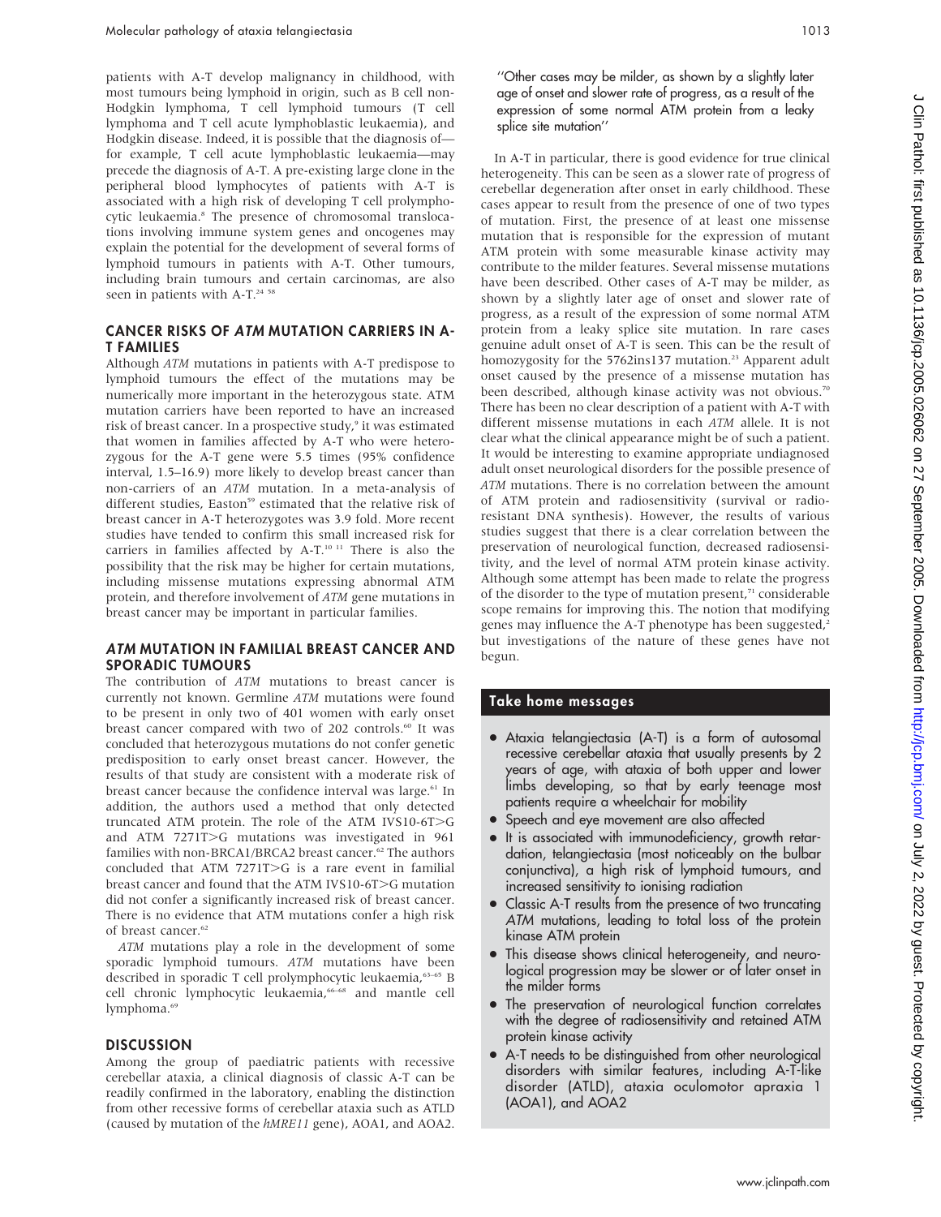patients with A-T develop malignancy in childhood, with most tumours being lymphoid in origin, such as B cell non-Hodgkin lymphoma, T cell lymphoid tumours (T cell lymphoma and T cell acute lymphoblastic leukaemia), and Hodgkin disease. Indeed, it is possible that the diagnosis of—for example, T cell acute lymphoblastic leukaemia—may precede the diagnosis of A-T. A pre-existing large clone in the peripheral blood lymphocytes of patients with A-T is associated with a high risk of developing T cell prolymphocytic leukaemia.[8] The presence of chromosomal translocations involving immune system genes and oncogenes may explain the potential for the development of several forms of lymphoid tumours in patients with A-T. Other tumours, including brain tumours and certain carcinomas, are also seen in patients with A-T.[24 58]

## CANCER RISKS OF *ATM* MUTATION CARRIERS IN A-T FAMILIES

Although *ATM* mutations in patients with A-T predispose to lymphoid tumours the effect of the mutations may be numerically more important in the heterozygous state. ATM mutation carriers have been reported to have an increased risk of breast cancer. In a prospective study,[9] it was estimated that women in families affected by A-T who were heterozygous for the A-T gene were 5.5 times (95% confidence interval, 1.5–16.9) more likely to develop breast cancer than non-carriers of an *ATM* mutation. In a meta-analysis of different studies, Easton[59] estimated that the relative risk of breast cancer in A-T heterozygotes was 3.9 fold. More recent studies have tended to confirm this small increased risk for carriers in families affected by A-T.[10 11] There is also the possibility that the risk may be higher for certain mutations, including missense mutations expressing abnormal ATM protein, and therefore involvement of *ATM* gene mutations in breast cancer may be important in particular families.

## *ATM* MUTATION IN FAMILIAL BREAST CANCER AND SPORADIC TUMOURS

The contribution of *ATM* mutations to breast cancer is currently not known. Germline *ATM* mutations were found to be present in only two of 401 women with early onset breast cancer compared with two of 202 controls.[60] It was concluded that heterozygous mutations do not confer genetic predisposition to early onset breast cancer. However, the results of that study are consistent with a moderate risk of breast cancer because the confidence interval was large.[61] In addition, the authors used a method that only detected truncated ATM protein. The role of the ATM IVS10-6T>G and ATM 7271T>G mutations was investigated in 961 families with non-BRCA1/BRCA2 breast cancer.[62] The authors concluded that ATM 7271T>G is a rare event in familial breast cancer and found that the ATM IVS10-6T>G mutation did not confer a significantly increased risk of breast cancer. There is no evidence that ATM mutations confer a high risk of breast cancer.[62]

*ATM* mutations play a role in the development of some sporadic lymphoid tumours. *ATM* mutations have been described in sporadic T cell prolymphocytic leukaemia,[63–65] B cell chronic lymphocytic leukaemia,[66–68] and mantle cell lymphoma.[69]

## DISCUSSION

Among the group of paediatric patients with recessive cerebellar ataxia, a clinical diagnosis of classic A-T can be readily confirmed in the laboratory, enabling the distinction from other recessive forms of cerebellar ataxia such as ATLD (caused by mutation of the *hMRE11* gene), AOA1, and AOA2.

> "Other cases may be milder, as shown by a slightly later age of onset and slower rate of progress, as a result of the expression of some normal ATM protein from a leaky splice site mutation"

In A-T in particular, there is good evidence for true clinical heterogeneity. This can be seen as a slower rate of progress of cerebellar degeneration after onset in early childhood. These cases appear to result from the presence of one of two types of mutation. First, the presence of at least one missense mutation that is responsible for the expression of mutant ATM protein with some measurable kinase activity may contribute to the milder features. Several missense mutations have been described. Other cases of A-T may be milder, as shown by a slightly later age of onset and slower rate of progress, as a result of the expression of some normal ATM protein from a leaky splice site mutation. In rare cases genuine adult onset of A-T is seen. This can be the result of homozygosity for the 5762ins137 mutation.[23] Apparent adult onset caused by the presence of a missense mutation has been described, although kinase activity was not obvious.[70] There has been no clear description of a patient with A-T with different missense mutations in each *ATM* allele. It is not clear what the clinical appearance might be of such a patient. It would be interesting to examine appropriate undiagnosed adult onset neurological disorders for the possible presence of *ATM* mutations. There is no correlation between the amount of ATM protein and radiosensitivity (survival or radioresistant DNA synthesis). However, the results of various studies suggest that there is a clear correlation between the preservation of neurological function, decreased radiosensitivity, and the level of normal ATM protein kinase activity. Although some attempt has been made to relate the progress of the disorder to the type of mutation present,[71] considerable scope remains for improving this. The notion that modifying genes may influence the A-T phenotype has been suggested,[2] but investigations of the nature of these genes have not begun.

### Take home messages

- Ataxia telangiectasia (A-T) is a form of autosomal recessive cerebellar ataxia that usually presents by 2 years of age, with ataxia of both upper and lower limbs developing, so that by early teenage most patients require a wheelchair for mobility
- Speech and eye movement are also affected
- It is associated with immunodeficiency, growth retardation, telangiectasia (most noticeably on the bulbar conjunctiva), a high risk of lymphoid tumours, and increased sensitivity to ionising radiation
- Classic A-T results from the presence of two truncating *ATM* mutations, leading to total loss of the protein kinase ATM protein
- This disease shows clinical heterogeneity, and neurological progression may be slower or of later onset in the milder forms
- The preservation of neurological function correlates with the degree of radiosensitivity and retained ATM protein kinase activity
- A-T needs to be distinguished from other neurological disorders with similar features, including A-T-like disorder (ATLD), ataxia oculomotor apraxia 1 (AOA1), and AOA2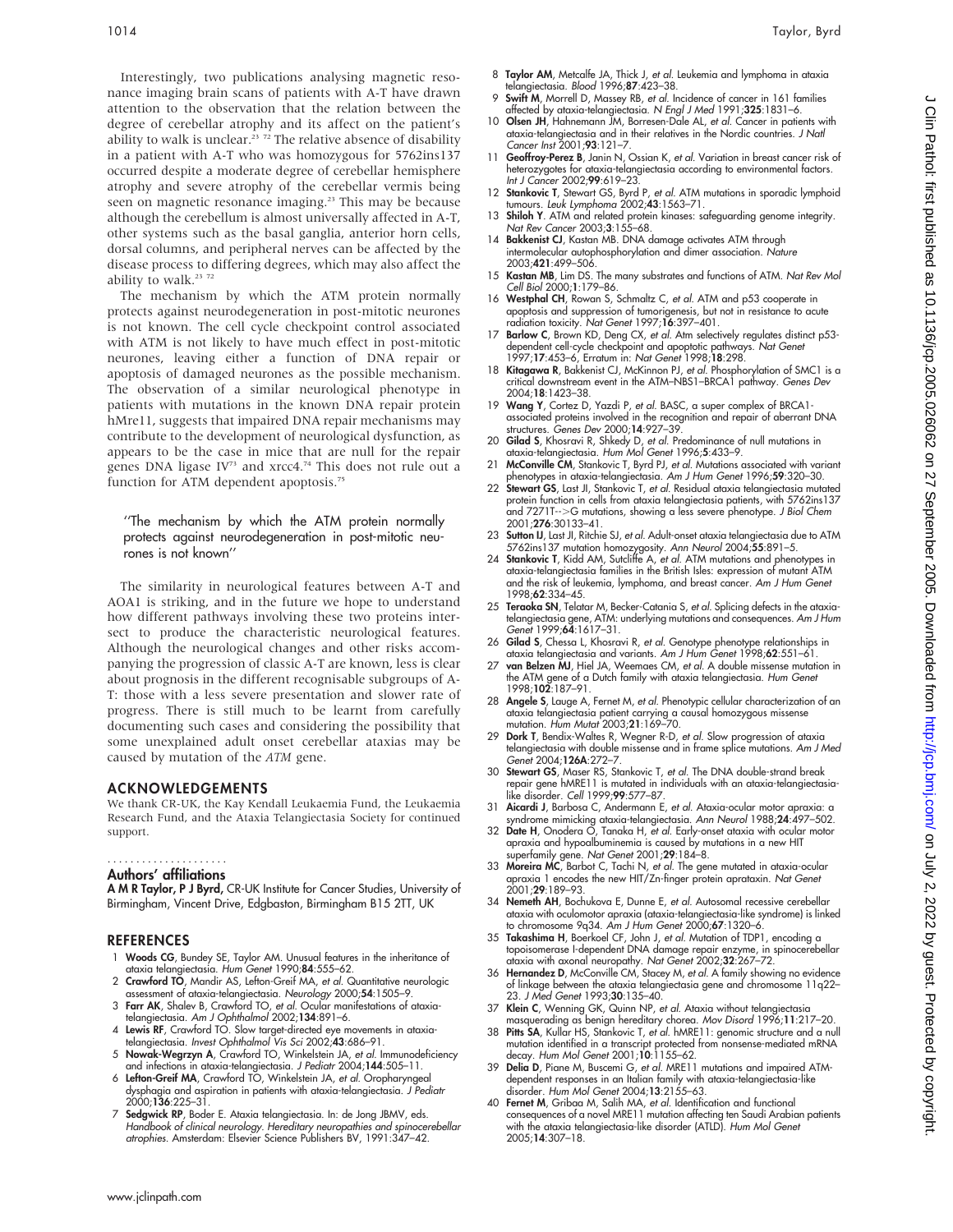Interestingly, two publications analysing magnetic resonance imaging brain scans of patients with A-T have drawn attention to the observation that the relation between the degree of cerebellar atrophy and its affect on the patient's ability to walk is unclear.[23 72] The relative absence of disability in a patient with A-T who was homozygous for 5762ins137 occurred despite a moderate degree of cerebellar hemisphere atrophy and severe atrophy of the cerebellar vermis being seen on magnetic resonance imaging.[23] This may be because although the cerebellum is almost universally affected in A-T, other systems such as the basal ganglia, anterior horn cells, dorsal columns, and peripheral nerves can be affected by the disease process to differing degrees, which may also affect the ability to walk.[23 72]

The mechanism by which the ATM protein normally protects against neurodegeneration in post-mitotic neurones is not known. The cell cycle checkpoint control associated with ATM is not likely to have much effect in post-mitotic neurones, leaving either a function of DNA repair or apoptosis of damaged neurones as the possible mechanism. The observation of a similar neurological phenotype in patients with mutations in the known DNA repair protein hMre11, suggests that impaired DNA repair mechanisms may contribute to the development of neurological dysfunction, as appears to be the case in mice that are null for the repair genes DNA ligase IV[73] and xrcc4.[74] This does not rule out a function for ATM dependent apoptosis.[75]

> "The mechanism by which the ATM protein normally protects against neurodegeneration in post-mitotic neurones is not known"

The similarity in neurological features between A-T and AOA1 is striking, and in the future we hope to understand how different pathways involving these two proteins intersect to produce the characteristic neurological features. Although the neurological changes and other risks accompanying the progression of classic A-T are known, less is clear about prognosis in the different recognisable subgroups of A-T: those with a less severe presentation and slower rate of progress. There is still much to be learnt from carefully documenting such cases and considering the possibility that some unexplained adult onset cerebellar ataxias may be caused by mutation of the *ATM* gene.

## ACKNOWLEDGEMENTS

We thank CR-UK, the Kay Kendall Leukaemia Fund, the Leukaemia Research Fund, and the Ataxia Telangiectasia Society for continued support.

### Authors' affiliations

**A M R Taylor, P J Byrd,** CR-UK Institute for Cancer Studies, University of Birmingham, Vincent Drive, Edgbaston, Birmingham B15 2TT, UK

## REFERENCES

1. **Woods CG**, Bundey SE, Taylor AM. Unusual features in the inheritance of ataxia telangiectasia. *Hum Genet* 1990;**84**:555–62.
2. **Crawford TO**, Mandir AS, Lefton-Greif MA, *et al*. Quantitative neurologic assessment of ataxia-telangiectasia. *Neurology* 2000;**54**:1505–9.
3. **Farr AK**, Shalev B, Crawford TO, *et al*. Ocular manifestations of ataxia-telangiectasia. *Am J Ophthalmol* 2002;**134**:891–6.
4. **Lewis RF**, Crawford TO. Slow target-directed eye movements in ataxia-telangiectasia. *Invest Ophthalmol Vis Sci* 2002;**43**:686–91.
5. **Nowak-Wegrzyn A**, Crawford TO, Winkelstein JA, *et al*. Immunodeficiency and infections in ataxia-telangiectasia. *J Pediatr* 2004;**144**:505–11.
6. **Lefton-Greif MA**, Crawford TO, Winkelstein JA, *et al*. Oropharyngeal dysphagia and aspiration in patients with ataxia-telangiectasia. *J Pediatr* 2000;**136**:225–31.
7. **Sedgwick RP**, Boder E. Ataxia telangiectasia. In: de Jong JBMV, eds. *Handbook of clinical neurology. Hereditary neuropathies and spinocerebellar atrophies*. Amsterdam: Elsevier Science Publishers BV, 1991:347–42.
8. **Taylor AM**, Metcalfe JA, Thick J, *et al*. Leukemia and lymphoma in ataxia telangiectasia. *Blood* 1996;**87**:423–38.
9. **Swift M**, Morrell D, Massey RB, *et al*. Incidence of cancer in 161 families affected by ataxia-telangiectasia. *N Engl J Med* 1991;**325**:1831–6.
10. **Olsen JH**, Hahnemann JM, Borresen-Dale AL, *et al*. Cancer in patients with ataxia-telangiectasia and in their relatives in the Nordic countries. *J Natl Cancer Inst* 2001;**93**:121–7.
11. **Geoffroy-Perez B**, Janin N, Ossian K, *et al*. Variation in breast cancer risk of heterozygotes for ataxia-telangiectasia according to environmental factors. *Int J Cancer* 2002;**99**:619–23.
12. **Stankovic T**, Stewart GS, Byrd P, *et al*. ATM mutations in sporadic lymphoid tumours. *Leuk Lymphoma* 2002;**43**:1563–71.
13. **Shiloh Y**. ATM and related protein kinases: safeguarding genome integrity. *Nat Rev Cancer* 2003;**3**:155–68.
14. **Bakkenist CJ**, Kastan MB. DNA damage activates ATM through intermolecular autophosphorylation and dimer association. *Nature* 2003;**421**:499–506.
15. **Kastan MB**, Lim DS. The many substrates and functions of ATM. *Nat Rev Mol Cell Biol* 2000;**1**:179–86.
16. **Westphal CH**, Rowan S, Schmaltz C, *et al*. ATM and p53 cooperate in apoptosis and suppression of tumorigenesis, but not in resistance to acute radiation toxicity. *Nat Genet* 1997;**16**:397–401.
17. **Barlow C**, Brown KD, Deng CX, *et al*. Atm selectively regulates distinct p53-dependent cell-cycle checkpoint and apoptotic pathways. *Nat Genet* 1997;**17**:453–6, Erratum in: *Nat Genet* 1998;**18**:298.
18. **Kitagawa R**, Bakkenist CJ, McKinnon PJ, *et al*. Phosphorylation of SMC1 is a critical downstream event in the ATM–NBS1–BRCA1 pathway. *Genes Dev* 2004;**18**:1423–38.
19. **Wang Y**, Cortez D, Yazdi P, *et al*. BASC, a super complex of BRCA1-associated proteins involved in the recognition and repair of aberrant DNA structures. *Genes Dev* 2000;**14**:927–39.
20. **Gilad S**, Khosravi R, Shkedy D, *et al*. Predominance of null mutations in ataxia-telangiectasia. *Hum Mol Genet* 1996;**5**:433–9.
21. **McConville CM**, Stankovic T, Byrd PJ, *et al*. Mutations associated with variant phenotypes in ataxia-telangiectasia. *Am J Hum Genet* 1996;**59**:320–30.
22. **Stewart GS**, Last JI, Stankovic T, *et al*. Residual ataxia telangiectasia mutated protein function in cells from ataxia telangiectasia patients, with 5762ins137 and 7271T-->G mutations, showing a less severe phenotype. *J Biol Chem* 2001;**276**:30133–41.
23. **Sutton IJ**, Last JI, Ritchie SJ, *et al*. Adult-onset ataxia telangiectasia due to ATM 5762ins137 mutation homozygosity. *Ann Neurol* 2004;**55**:891–5.
24. **Stankovic T**, Kidd AM, Sutcliffe A, *et al*. ATM mutations and phenotypes in ataxia-telangiectasia families in the British Isles: expression of mutant ATM and the risk of leukemia, lymphoma, and breast cancer. *Am J Hum Genet* 1998;**62**:334–45.
25. **Teraoka SN**, Telatar M, Becker-Catania S, *et al*. Splicing defects in the ataxia-telangiectasia gene, ATM: underlying mutations and consequences. *Am J Hum Genet* 1999;**64**:1617–31.
26. **Gilad S**, Chessa L, Khosravi R, *et al*. Genotype phenotype relationships in ataxia telangiectasia and variants. *Am J Hum Genet* 1998;**62**:551–61.
27. **van Belzen MJ**, Hiel JA, Weemaes CM, *et al*. A double missense mutation in the ATM gene of a Dutch family with ataxia telangiectasia. *Hum Genet* 1998;**102**:187–91.
28. **Angele S**, Lauge A, Fernet M, *et al*. Phenotypic cellular characterization of an ataxia telangiectasia patient carrying a causal homozygous missense mutation. *Hum Mutat* 2003;**21**:169–70.
29. **Dork T**, Bendix-Waltes R, Wegner R-D, *et al*. Slow progression of ataxia telangiectasia with double missense and in frame splice mutations. *Am J Med Genet* 2004;**126A**:272–7.
30. **Stewart GS**, Maser RS, Stankovic T, *et al*. The DNA double-strand break repair gene hMRE11 is mutated in individuals with an ataxia-telangiectasia-like disorder. *Cell* 1999;**99**:577–87.
31. **Aicardi J**, Barbosa C, Andermann E, *et al*. Ataxia-ocular motor apraxia: a syndrome mimicking ataxia-telangiectasia. *Ann Neurol* 1988;**24**:497–502.
32. **Date H**, Onodera O, Tanaka H, *et al*. Early-onset ataxia with ocular motor apraxia and hypoalbuminemia is caused by mutations in a new HIT superfamily gene. *Nat Genet* 2001;**29**:184–8.
33. **Moreira MC**, Barbot C, Tachi N, *et al*. The gene mutated in ataxia-ocular apraxia 1 encodes the new HIT/Zn-finger protein aprataxin. *Nat Genet* 2001;**29**:189–93.
34. **Nemeth AH**, Bochukova E, Dunne E, *et al*. Autosomal recessive cerebellar ataxia with oculomotor apraxia (ataxia-telangiectasia-like syndrome) is linked to chromosome 9q34. *Am J Hum Genet* 2000;**67**:1320–6.
35. **Takashima H**, Boerkoel CF, John J, *et al*. Mutation of TDP1, encoding a topoisomerase I-dependent DNA damage repair enzyme, in spinocerebellar ataxia with axonal neuropathy. *Nat Genet* 2002;**32**:267–72.
36. **Hernandez D**, McConville CM, Stacey M, *et al*. A family showing no evidence of linkage between the ataxia telangiectasia gene and chromosome 11q22–23. *J Med Genet* 1993;**30**:135–40.
37. **Klein C**, Wenning GK, Quinn NP, *et al*. Ataxia without telangiectasia masquerading as benign hereditary chorea. *Mov Disord* 1996;**11**:217–20.
38. **Pitts SA**, Kullar HS, Stankovic T, *et al*. hMRE11: genomic structure and a null mutation identified in a transcript protected from nonsense-mediated mRNA decay. *Hum Mol Genet* 2001;**10**:1155–62.
39. **Delia D**, Piane M, Buscemi G, *et al*. MRE11 mutations and impaired ATM-dependent responses in an Italian family with ataxia-telangiectasia-like disorder. *Hum Mol Genet* 2004;**13**:2155–63.
40. **Fernet M**, Gribaa M, Salih MA, *et al*. Identification and functional consequences of a novel MRE11 mutation affecting ten Saudi Arabian patients with the ataxia telangiectasia-like disorder (ATLD). *Hum Mol Genet* 2005;**14**:307–18.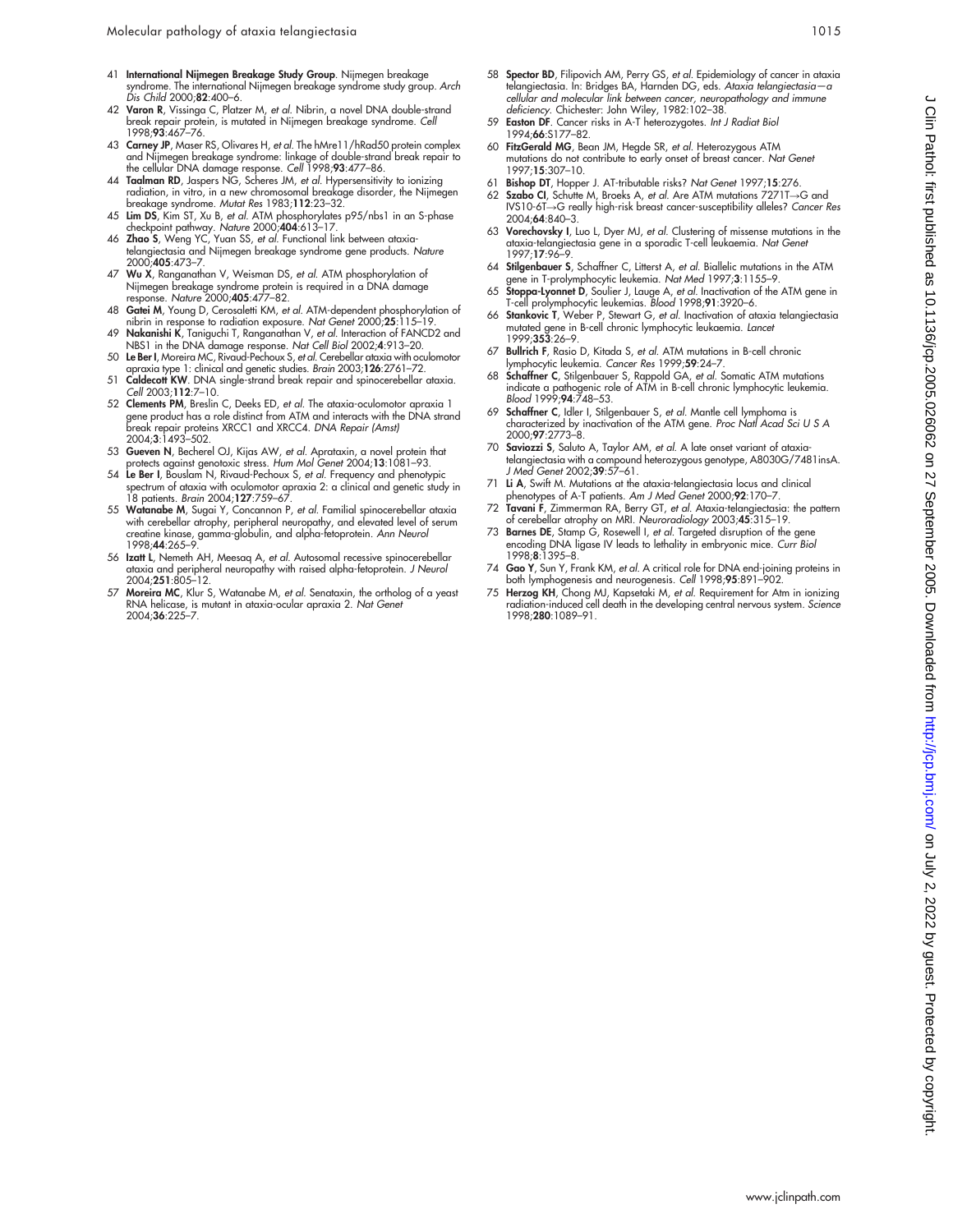41 **International Nijmegen Breakage Study Group**. Nijmegen breakage syndrome. The international Nijmegen breakage syndrome study group. *Arch Dis Child* 2000;**82**:400–6.

42 **Varon R**, Vissinga C, Platzer M, *et al*. Nibrin, a novel DNA double-strand break repair protein, is mutated in Nijmegen breakage syndrome. *Cell* 1998;**93**:467–76.

43 **Carney JP**, Maser RS, Olivares H, *et al*. The hMre11/hRad50 protein complex and Nijmegen breakage syndrome: linkage of double-strand break repair to the cellular DNA damage response. *Cell* 1998;**93**:477–86.

44 **Taalman RD**, Jaspers NG, Scheres JM, *et al*. Hypersensitivity to ionizing radiation, in vitro, in a new chromosomal breakage disorder, the Nijmegen breakage syndrome. *Mutat Res* 1983;**112**:23–32.

45 **Lim DS**, Kim ST, Xu B, *et al*. ATM phosphorylates p95/nbs1 in an S-phase checkpoint pathway. *Nature* 2000;**404**:613–17.

46 **Zhao S**, Weng YC, Yuan SS, *et al*. Functional link between ataxia-telangiectasia and Nijmegen breakage syndrome gene products. *Nature* 2000;**405**:473–7.

47 **Wu X**, Ranganathan V, Weisman DS, *et al*. ATM phosphorylation of Nijmegen breakage syndrome protein is required in a DNA damage response. *Nature* 2000;**405**:477–82.

48 **Gatei M**, Young D, Cerosaletti KM, *et al*. ATM-dependent phosphorylation of nibrin in response to radiation exposure. *Nat Genet* 2000;**25**:115–19.

49 **Nakanishi K**, Taniguchi T, Ranganathan V, *et al*. Interaction of FANCD2 and NBS1 in the DNA damage response. *Nat Cell Biol* 2002;**4**:913–20.

50 **Le Ber I**, Moreira MC, Rivaud-Pechoux S, *et al*. Cerebellar ataxia with oculomotor apraxia type 1: clinical and genetic studies. *Brain* 2003;**126**:2761–72.

51 **Caldecott KW**. DNA single-strand break repair and spinocerebellar ataxia. *Cell* 2003;**112**:7–10.

52 **Clements PM**, Breslin C, Deeks ED, *et al*. The ataxia-oculomotor apraxia 1 gene product has a role distinct from ATM and interacts with the DNA strand break repair proteins XRCC1 and XRCC4. *DNA Repair (Amst)* 2004;**3**:1493–502.

53 **Gueven N**, Becherel OJ, Kijas AW, *et al*. Aprataxin, a novel protein that protects against genotoxic stress. *Hum Mol Genet* 2004;**13**:1081–93.

54 **Le Ber I**, Bouslam N, Rivaud-Pechoux S, *et al*. Frequency and phenotypic spectrum of ataxia with oculomotor apraxia 2: a clinical and genetic study in 18 patients. *Brain* 2004;**127**:759–67.

55 **Watanabe M**, Sugai Y, Concannon P, *et al*. Familial spinocerebellar ataxia with cerebellar atrophy, peripheral neuropathy, and elevated level of serum creatine kinase, gamma-globulin, and alpha-fetoprotein. *Ann Neurol* 1998;**44**:265–9.

56 **Izatt L**, Nemeth AH, Meesaq A, *et al*. Autosomal recessive spinocerebellar ataxia and peripheral neuropathy with raised alpha-fetoprotein. *J Neurol* 2004;**251**:805–12.

57 **Moreira MC**, Klur S, Watanabe M, *et al*. Senataxin, the ortholog of a yeast RNA helicase, is mutant in ataxia-ocular apraxia 2. *Nat Genet* 2004;**36**:225–7.

58 **Spector BD**, Filipovich AM, Perry GS, *et al*. Epidemiology of cancer in ataxia telangiectasia. In: Bridges BA, Harnden DG, eds. *Ataxia telangiectasia—a cellular and molecular link between cancer, neuropathology and immune deficiency*. Chichester: John Wiley, 1982:102–38.

59 **Easton DF**. Cancer risks in A-T heterozygotes. *Int J Radiat Biol* 1994;**66**:S177–82.

60 **FitzGerald MG**, Bean JM, Hegde SR, *et al*. Heterozygous ATM mutations do not contribute to early onset of breast cancer. *Nat Genet* 1997;**15**:307–10.

61 **Bishop DT**, Hopper J. AT-tributable risks? *Nat Genet* 1997;**15**:276.

62 **Szabo CI**, Schutte M, Broeks A, *et al*. Are ATM mutations 7271T→G and IVS10-6T→G really high-risk breast cancer-susceptibility alleles? *Cancer Res* 2004;**64**:840–3.

63 **Vorechovsky I**, Luo L, Dyer MJ, *et al*. Clustering of missense mutations in the ataxia-telangiectasia gene in a sporadic T-cell leukaemia. *Nat Genet* 1997;**17**:96–9.

64 **Stilgenbauer S**, Schaffner C, Litterst A, *et al*. Biallelic mutations in the ATM gene in T-prolymphocytic leukemia. *Nat Med* 1997;**3**:1155–9.

65 **Stoppa-Lyonnet D**, Soulier J, Lauge A, *et al*. Inactivation of the ATM gene in T-cell prolymphocytic leukemias. *Blood* 1998;**91**:3920–6.

66 **Stankovic T**, Weber P, Stewart G, *et al*. Inactivation of ataxia telangiectasia mutated gene in B-cell chronic lymphocytic leukaemia. *Lancet* 1999;**353**:26–9.

67 **Bullrich F**, Rasio D, Kitada S, *et al*. ATM mutations in B-cell chronic lymphocytic leukemia. *Cancer Res* 1999;**59**:24–7.

68 **Schaffner C**, Stilgenbauer S, Rappold GA, *et al*. Somatic ATM mutations indicate a pathogenic role of ATM in B-cell chronic lymphocytic leukemia. *Blood* 1999;**94**:748–53.

69 **Schaffner C**, Idler I, Stilgenbauer S, *et al*. Mantle cell lymphoma is characterized by inactivation of the ATM gene. *Proc Natl Acad Sci U S A* 2000;**97**:2773–8.

70 **Saviozzi S**, Saluto A, Taylor AM, *et al*. A late onset variant of ataxia-telangiectasia with a compound heterozygous genotype, A8030G/7481insA. *J Med Genet* 2002;**39**:57–61.

71 **Li A**, Swift M. Mutations at the ataxia-telangiectasia locus and clinical phenotypes of A-T patients. *Am J Med Genet* 2000;**92**:170–7.

72 **Tavani F**, Zimmerman RA, Berry GT, *et al*. Ataxia-telangiectasia: the pattern of cerebellar atrophy on MRI. *Neuroradiology* 2003;**45**:315–19.

73 **Barnes DE**, Stamp G, Rosewell I, *et al*. Targeted disruption of the gene encoding DNA ligase IV leads to lethality in embryonic mice. *Curr Biol* 1998;**8**:1395–8.

74 **Gao Y**, Sun Y, Frank KM, *et al*. A critical role for DNA end-joining proteins in both lymphogenesis and neurogenesis. *Cell* 1998;**95**:891–902.

75 **Herzog KH**, Chong MJ, Kapsetaki M, *et al*. Requirement for Atm in ionizing radiation-induced cell death in the developing central nervous system. *Science* 1998;**280**:1089–91.